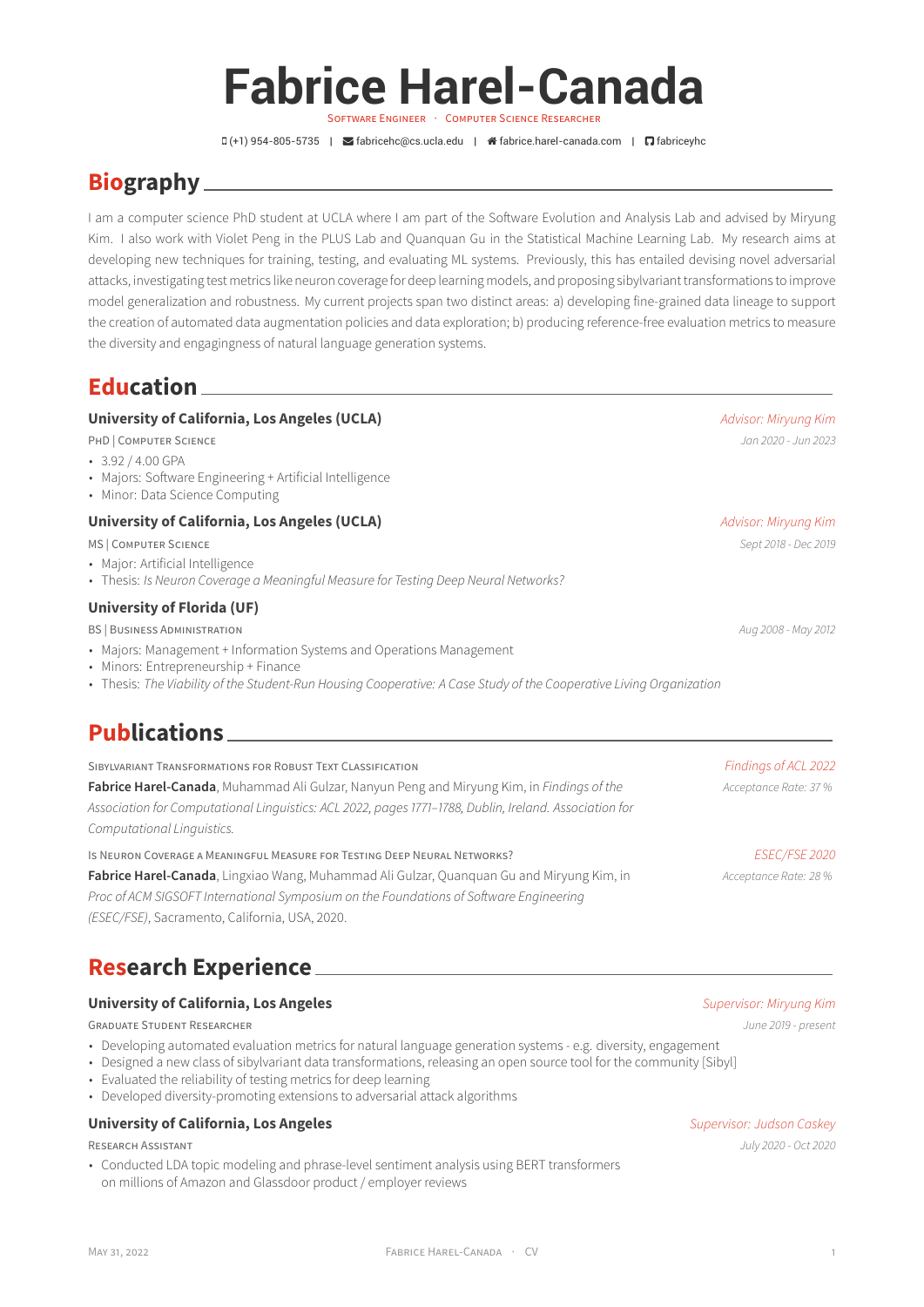# Fabrice Harel-Canada

Software Engineer · Computer Science Researcher

(+1) 954-805-5735 | fabricehc@cs.ucla.edu | fabrice.harel-canada.com | fabriceyhc

## Biography

I am a computer science PhD student at UCLA where I am part of the Software Evolution and Analysis Lab and advised by Miryung Kim. I also work with Violet Peng in the PLUS Lab and Quanquan Gu in the Statistical Machine Learning Lab. My research aims at developing new techniques for training, testing, and evaluating ML systems. Previously, this has entailed devising novel adversarial attacks, investigating test metrics like neuron coverage for deep learning models, and proposing sibylvariant transformations to improve model generalization and robustness. My current projects span two distinct areas: a) developing fine-grained data lineage to support the creation of automated data augmentation policies and data exploration; b) producing reference-free evaluation metrics to measure the diversity and engagingness of natural language generation systems.

## Education

### University of California, Los Angeles (UCLA)
*Advisor: Miryung Kim*

PhD | Computer Science — *Jan 2020 - Jun 2023*

- 3.92 / 4.00 GPA
- Majors: Software Engineering + Artificial Intelligence
- Minor: Data Science Computing

### University of California, Los Angeles (UCLA)
*Advisor: Miryung Kim*

MS | Computer Science — *Sept 2018 - Dec 2019*

- Major: Artificial Intelligence
- Thesis: *Is Neuron Coverage a Meaningful Measure for Testing Deep Neural Networks?*

### University of Florida (UF)

BS | Business Administration — *Aug 2008 - May 2012*

- Majors: Management + Information Systems and Operations Management
- Minors: Entrepreneurship + Finance
- Thesis: *The Viability of the Student-Run Housing Cooperative: A Case Study of the Cooperative Living Organization*

## Publications

Sibylvariant Transformations for Robust Text Classification — *Findings of ACL 2022* (Acceptance Rate: 37 %)

**Fabrice Harel-Canada**, Muhammad Ali Gulzar, Nanyun Peng and Miryung Kim, in *Findings of the Association for Computational Linguistics: ACL 2022, pages 1771–1788, Dublin, Ireland. Association for Computational Linguistics.*

Is Neuron Coverage a Meaningful Measure for Testing Deep Neural Networks? — *ESEC/FSE 2020* (Acceptance Rate: 28 %)

**Fabrice Harel-Canada**, Lingxiao Wang, Muhammad Ali Gulzar, Quanquan Gu and Miryung Kim, in *Proc of ACM SIGSOFT International Symposium on the Foundations of Software Engineering (ESEC/FSE)*, Sacramento, California, USA, 2020.

## Research Experience

### University of California, Los Angeles
*Supervisor: Miryung Kim*

Graduate Student Researcher — *June 2019 - present*

- Developing automated evaluation metrics for natural language generation systems - e.g. diversity, engagement
- Designed a new class of sibylvariant data transformations, releasing an open source tool for the community [Sibyl]
- Evaluated the reliability of testing metrics for deep learning
- Developed diversity-promoting extensions to adversarial attack algorithms

### University of California, Los Angeles
*Supervisor: Judson Caskey*

Research Assistant — *July 2020 - Oct 2020*

- Conducted LDA topic modeling and phrase-level sentiment analysis using BERT transformers on millions of Amazon and Glassdoor product / employer reviews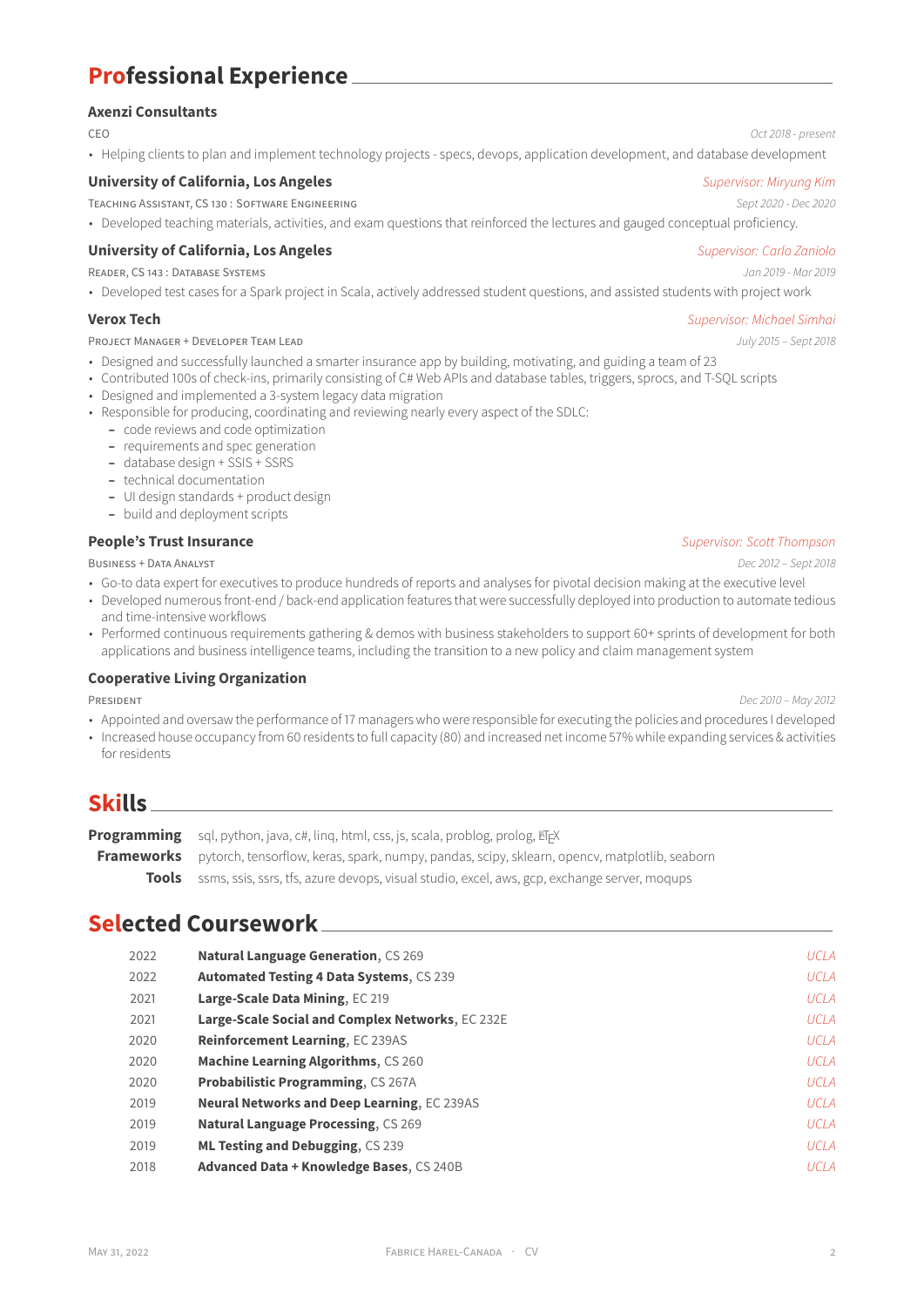## Professional Experience

### Axenzi Consultants

CEO — *Oct 2018 - present*

- Helping clients to plan and implement technology projects - specs, devops, application development, and database development

### University of California, Los Angeles

*Supervisor: Miryung Kim*

Teaching Assistant, CS 130 : Software Engineering — *Sept 2020 - Dec 2020*

- Developed teaching materials, activities, and exam questions that reinforced the lectures and gauged conceptual proficiency.

### University of California, Los Angeles

*Supervisor: Carlo Zaniolo*

Reader, CS 143 : Database Systems — *Jan 2019 - Mar 2019*

- Developed test cases for a Spark project in Scala, actively addressed student questions, and assisted students with project work

### Verox Tech

*Supervisor: Michael Simhai*

Project Manager + Developer Team Lead — *July 2015 – Sept 2018*

- Designed and successfully launched a smarter insurance app by building, motivating, and guiding a team of 23
- Contributed 100s of check-ins, primarily consisting of C# Web APIs and database tables, triggers, sprocs, and T-SQL scripts
- Designed and implemented a 3-system legacy data migration
- Responsible for producing, coordinating and reviewing nearly every aspect of the SDLC:
  - code reviews and code optimization
  - requirements and spec generation
  - database design + SSIS + SSRS
  - technical documentation
  - UI design standards + product design
  - build and deployment scripts

### People's Trust Insurance

*Supervisor: Scott Thompson*

Business + Data Analyst — *Dec 2012 – Sept 2018*

- Go-to data expert for executives to produce hundreds of reports and analyses for pivotal decision making at the executive level
- Developed numerous front-end / back-end application features that were successfully deployed into production to automate tedious and time-intensive workflows
- Performed continuous requirements gathering & demos with business stakeholders to support 60+ sprints of development for both applications and business intelligence teams, including the transition to a new policy and claim management system

### Cooperative Living Organization

President — *Dec 2010 – May 2012*

- Appointed and oversaw the performance of 17 managers who were responsible for executing the policies and procedures I developed
- Increased house occupancy from 60 residents to full capacity (80) and increased net income 57% while expanding services & activities for residents

## Skills

**Programming** sql, python, java, c#, linq, html, css, js, scala, problog, prolog, LaTeX

**Frameworks** pytorch, tensorflow, keras, spark, numpy, pandas, scipy, sklearn, opencv, matplotlib, seaborn

**Tools** ssms, ssis, ssrs, tfs, azure devops, visual studio, excel, aws, gcp, exchange server, moqups

## Selected Coursework

| Year | Course | Institution |
|---|---|---|
| 2022 | **Natural Language Generation**, CS 269 | *UCLA* |
| 2022 | **Automated Testing 4 Data Systems**, CS 239 | *UCLA* |
| 2021 | **Large-Scale Data Mining**, EC 219 | *UCLA* |
| 2021 | **Large-Scale Social and Complex Networks**, EC 232E | *UCLA* |
| 2020 | **Reinforcement Learning**, EC 239AS | *UCLA* |
| 2020 | **Machine Learning Algorithms**, CS 260 | *UCLA* |
| 2020 | **Probabilistic Programming**, CS 267A | *UCLA* |
| 2019 | **Neural Networks and Deep Learning**, EC 239AS | *UCLA* |
| 2019 | **Natural Language Processing**, CS 269 | *UCLA* |
| 2019 | **ML Testing and Debugging**, CS 239 | *UCLA* |
| 2018 | **Advanced Data + Knowledge Bases**, CS 240B | *UCLA* |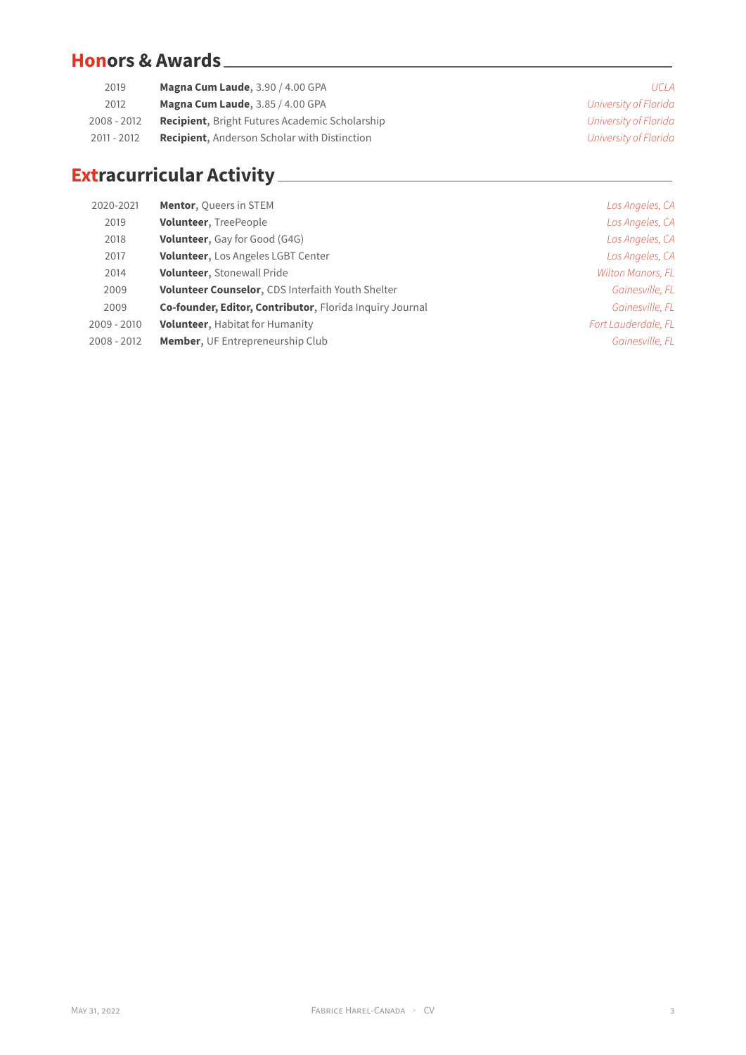## Honors & Awards

| | | |
|---|---|---|
| 2019 | **Magna Cum Laude**, 3.90 / 4.00 GPA | *UCLA* |
| 2012 | **Magna Cum Laude**, 3.85 / 4.00 GPA | *University of Florida* |
| 2008 - 2012 | **Recipient**, Bright Futures Academic Scholarship | *University of Florida* |
| 2011 - 2012 | **Recipient**, Anderson Scholar with Distinction | *University of Florida* |

## Extracurricular Activity

| | | |
|---|---|---|
| 2020-2021 | **Mentor**, Queers in STEM | *Los Angeles, CA* |
| 2019 | **Volunteer**, TreePeople | *Los Angeles, CA* |
| 2018 | **Volunteer**, Gay for Good (G4G) | *Los Angeles, CA* |
| 2017 | **Volunteer**, Los Angeles LGBT Center | *Los Angeles, CA* |
| 2014 | **Volunteer**, Stonewall Pride | *Wilton Manors, FL* |
| 2009 | **Volunteer Counselor**, CDS Interfaith Youth Shelter | *Gainesville, FL* |
| 2009 | **Co-founder, Editor, Contributor**, Florida Inquiry Journal | *Gainesville, FL* |
| 2009 - 2010 | **Volunteer**, Habitat for Humanity | *Fort Lauderdale, FL* |
| 2008 - 2012 | **Member**, UF Entrepreneurship Club | *Gainesville, FL* |